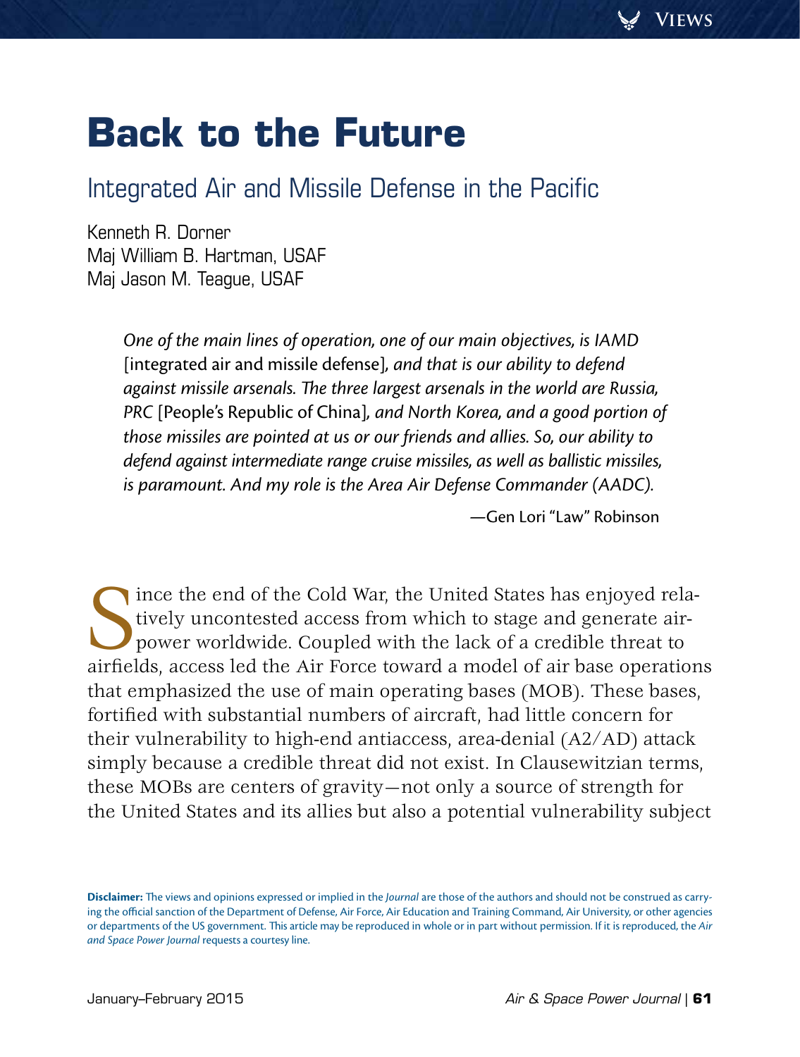# Back to the Future

## Integrated Air and Missile Defense in the Pacific

Kenneth R. Dorner
Maj William B. Hartman, USAF
Maj Jason M. Teague, USAF

> *One of the main lines of operation, one of our main objectives, is IAMD* [integrated air and missile defense]*, and that is our ability to defend against missile arsenals. The three largest arsenals in the world are Russia, PRC* [People's Republic of China]*, and North Korea, and a good portion of those missiles are pointed at us or our friends and allies. So, our ability to defend against intermediate range cruise missiles, as well as ballistic missiles, is paramount. And my role is the Area Air Defense Commander (AADC).*
>
> —Gen Lori "Law" Robinson

Since the end of the Cold War, the United States has enjoyed relatively uncontested access from which to stage and generate airpower worldwide. Coupled with the lack of a credible threat to airfields, access led the Air Force toward a model of air base operations that emphasized the use of main operating bases (MOB). These bases, fortified with substantial numbers of aircraft, had little concern for their vulnerability to high-end antiaccess, area-denial (A2/AD) attack simply because a credible threat did not exist. In Clausewitzian terms, these MOBs are centers of gravity—not only a source of strength for the United States and its allies but also a potential vulnerability subject

**Disclaimer:** The views and opinions expressed or implied in the *Journal* are those of the authors and should not be construed as carrying the official sanction of the Department of Defense, Air Force, Air Education and Training Command, Air University, or other agencies or departments of the US government. This article may be reproduced in whole or in part without permission. If it is reproduced, the *Air and Space Power Journal* requests a courtesy line.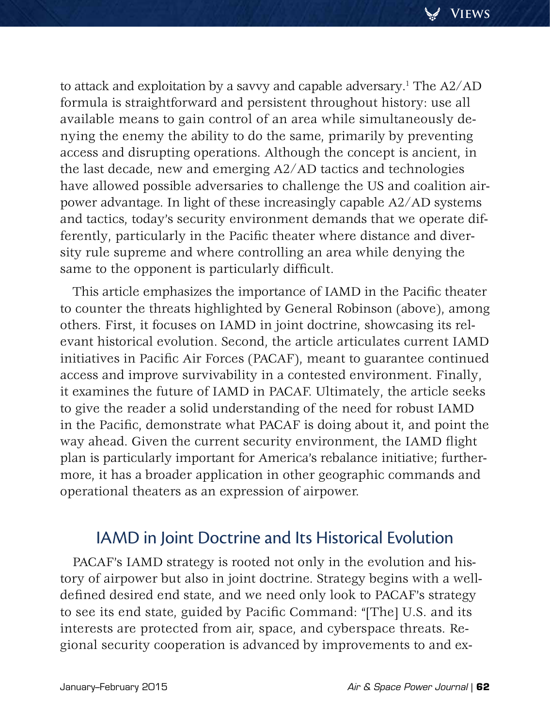to attack and exploitation by a savvy and capable adversary.[1] The A2/AD formula is straightforward and persistent throughout history: use all available means to gain control of an area while simultaneously denying the enemy the ability to do the same, primarily by preventing access and disrupting operations. Although the concept is ancient, in the last decade, new and emerging A2/AD tactics and technologies have allowed possible adversaries to challenge the US and coalition airpower advantage. In light of these increasingly capable A2/AD systems and tactics, today's security environment demands that we operate differently, particularly in the Pacific theater where distance and diversity rule supreme and where controlling an area while denying the same to the opponent is particularly difficult.

This article emphasizes the importance of IAMD in the Pacific theater to counter the threats highlighted by General Robinson (above), among others. First, it focuses on IAMD in joint doctrine, showcasing its relevant historical evolution. Second, the article articulates current IAMD initiatives in Pacific Air Forces (PACAF), meant to guarantee continued access and improve survivability in a contested environment. Finally, it examines the future of IAMD in PACAF. Ultimately, the article seeks to give the reader a solid understanding of the need for robust IAMD in the Pacific, demonstrate what PACAF is doing about it, and point the way ahead. Given the current security environment, the IAMD flight plan is particularly important for America's rebalance initiative; furthermore, it has a broader application in other geographic commands and operational theaters as an expression of airpower.

## IAMD in Joint Doctrine and Its Historical Evolution

PACAF's IAMD strategy is rooted not only in the evolution and history of airpower but also in joint doctrine. Strategy begins with a well-defined desired end state, and we need only look to PACAF's strategy to see its end state, guided by Pacific Command: "[The] U.S. and its interests are protected from air, space, and cyberspace threats. Regional security cooperation is advanced by improvements to and ex-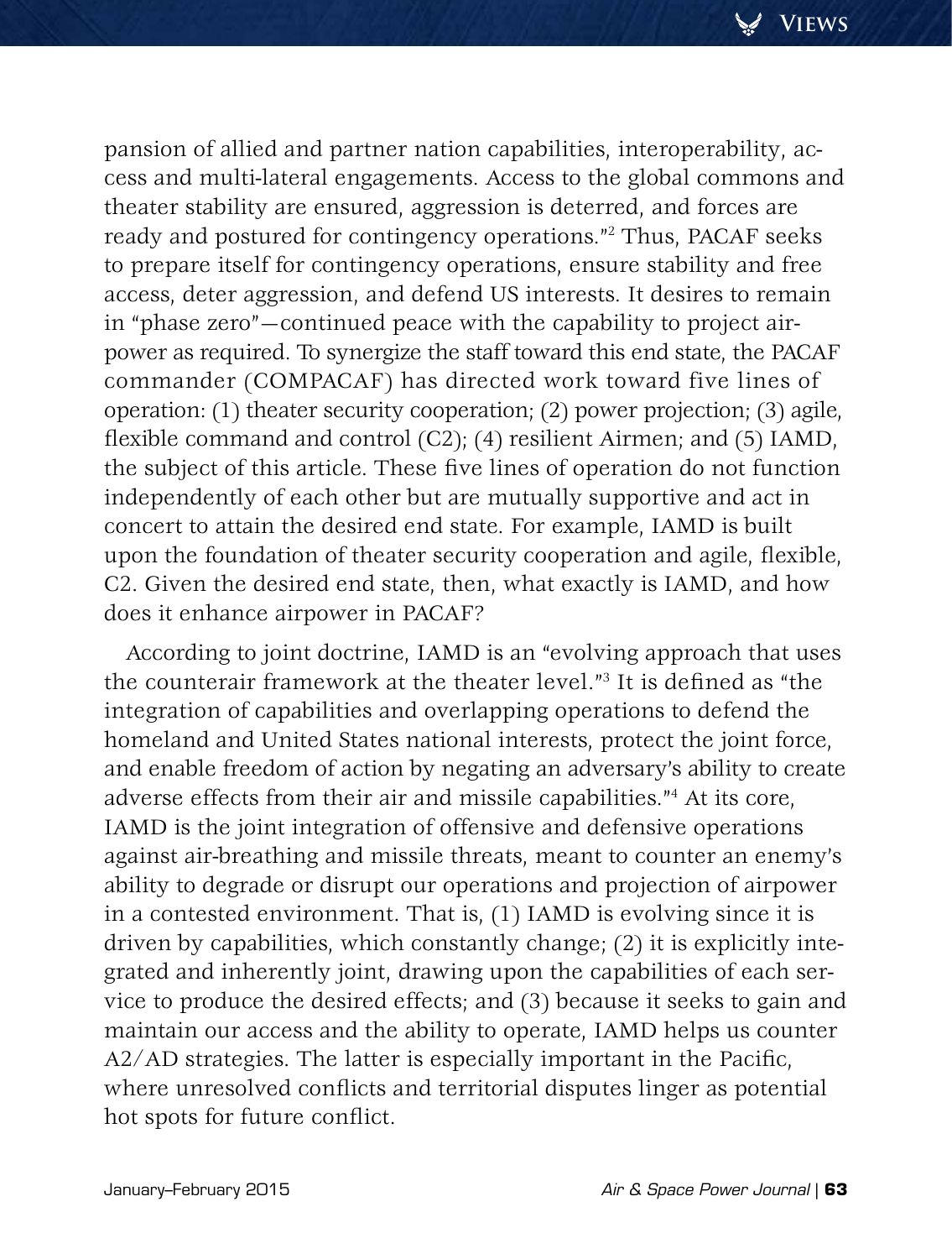pansion of allied and partner nation capabilities, interoperability, access and multi-lateral engagements. Access to the global commons and theater stability are ensured, aggression is deterred, and forces are ready and postured for contingency operations."[2] Thus, PACAF seeks to prepare itself for contingency operations, ensure stability and free access, deter aggression, and defend US interests. It desires to remain in "phase zero"—continued peace with the capability to project airpower as required. To synergize the staff toward this end state, the PACAF commander (COMPACAF) has directed work toward five lines of operation: (1) theater security cooperation; (2) power projection; (3) agile, flexible command and control (C2); (4) resilient Airmen; and (5) IAMD, the subject of this article. These five lines of operation do not function independently of each other but are mutually supportive and act in concert to attain the desired end state. For example, IAMD is built upon the foundation of theater security cooperation and agile, flexible, C2. Given the desired end state, then, what exactly is IAMD, and how does it enhance airpower in PACAF?

According to joint doctrine, IAMD is an "evolving approach that uses the counterair framework at the theater level."[3] It is defined as "the integration of capabilities and overlapping operations to defend the homeland and United States national interests, protect the joint force, and enable freedom of action by negating an adversary's ability to create adverse effects from their air and missile capabilities."[4] At its core, IAMD is the joint integration of offensive and defensive operations against air-breathing and missile threats, meant to counter an enemy's ability to degrade or disrupt our operations and projection of airpower in a contested environment. That is, (1) IAMD is evolving since it is driven by capabilities, which constantly change; (2) it is explicitly integrated and inherently joint, drawing upon the capabilities of each service to produce the desired effects; and (3) because it seeks to gain and maintain our access and the ability to operate, IAMD helps us counter A2/AD strategies. The latter is especially important in the Pacific, where unresolved conflicts and territorial disputes linger as potential hot spots for future conflict.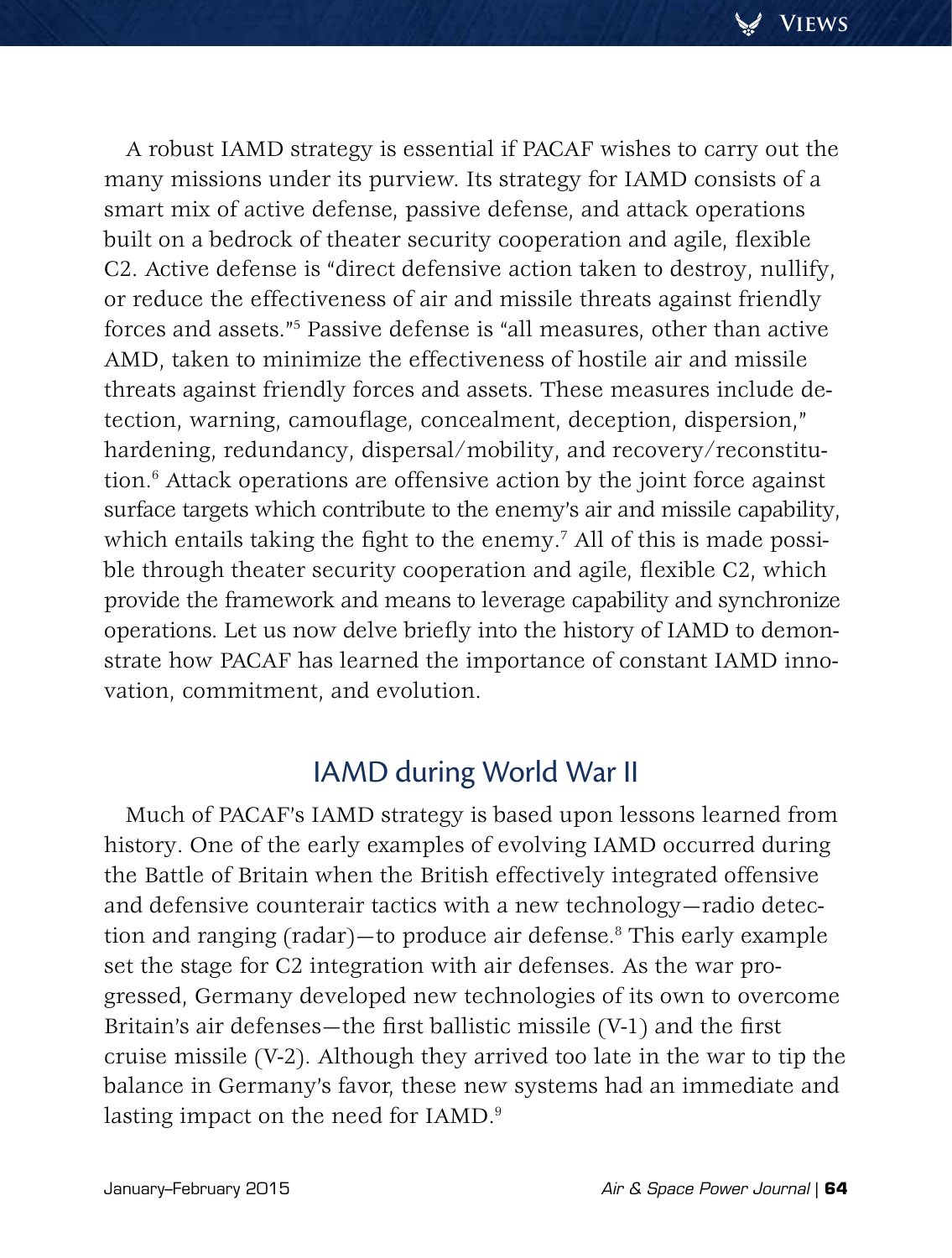A robust IAMD strategy is essential if PACAF wishes to carry out the many missions under its purview. Its strategy for IAMD consists of a smart mix of active defense, passive defense, and attack operations built on a bedrock of theater security cooperation and agile, flexible C2. Active defense is "direct defensive action taken to destroy, nullify, or reduce the effectiveness of air and missile threats against friendly forces and assets."[5] Passive defense is "all measures, other than active AMD, taken to minimize the effectiveness of hostile air and missile threats against friendly forces and assets. These measures include detection, warning, camouflage, concealment, deception, dispersion," hardening, redundancy, dispersal/mobility, and recovery/reconstitution.[6] Attack operations are offensive action by the joint force against surface targets which contribute to the enemy's air and missile capability, which entails taking the fight to the enemy.[7] All of this is made possible through theater security cooperation and agile, flexible C2, which provide the framework and means to leverage capability and synchronize operations. Let us now delve briefly into the history of IAMD to demonstrate how PACAF has learned the importance of constant IAMD innovation, commitment, and evolution.

## IAMD during World War II

Much of PACAF's IAMD strategy is based upon lessons learned from history. One of the early examples of evolving IAMD occurred during the Battle of Britain when the British effectively integrated offensive and defensive counterair tactics with a new technology—radio detection and ranging (radar)—to produce air defense.[8] This early example set the stage for C2 integration with air defenses. As the war progressed, Germany developed new technologies of its own to overcome Britain's air defenses—the first ballistic missile (V-1) and the first cruise missile (V-2). Although they arrived too late in the war to tip the balance in Germany's favor, these new systems had an immediate and lasting impact on the need for IAMD.[9]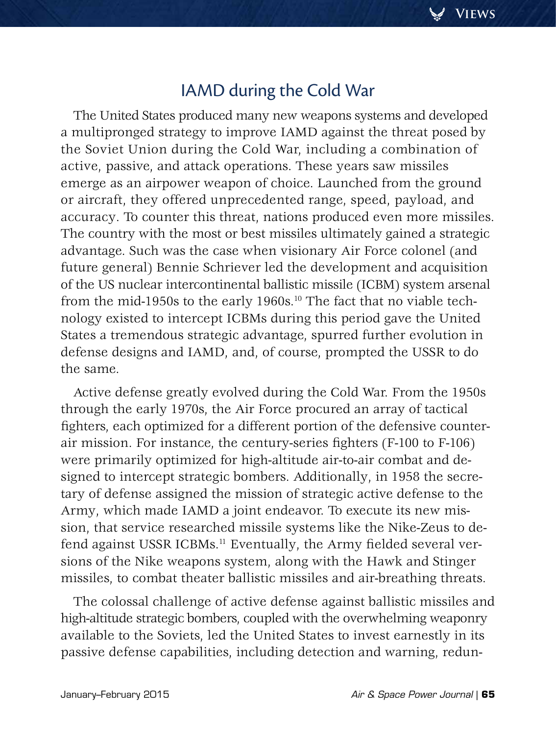## IAMD during the Cold War

The United States produced many new weapons systems and developed a multipronged strategy to improve IAMD against the threat posed by the Soviet Union during the Cold War, including a combination of active, passive, and attack operations. These years saw missiles emerge as an airpower weapon of choice. Launched from the ground or aircraft, they offered unprecedented range, speed, payload, and accuracy. To counter this threat, nations produced even more missiles. The country with the most or best missiles ultimately gained a strategic advantage. Such was the case when visionary Air Force colonel (and future general) Bennie Schriever led the development and acquisition of the US nuclear intercontinental ballistic missile (ICBM) system arsenal from the mid-1950s to the early 1960s.[10] The fact that no viable technology existed to intercept ICBMs during this period gave the United States a tremendous strategic advantage, spurred further evolution in defense designs and IAMD, and, of course, prompted the USSR to do the same.

Active defense greatly evolved during the Cold War. From the 1950s through the early 1970s, the Air Force procured an array of tactical fighters, each optimized for a different portion of the defensive counterair mission. For instance, the century-series fighters (F-100 to F-106) were primarily optimized for high-altitude air-to-air combat and designed to intercept strategic bombers. Additionally, in 1958 the secretary of defense assigned the mission of strategic active defense to the Army, which made IAMD a joint endeavor. To execute its new mission, that service researched missile systems like the Nike-Zeus to defend against USSR ICBMs.[11] Eventually, the Army fielded several versions of the Nike weapons system, along with the Hawk and Stinger missiles, to combat theater ballistic missiles and air-breathing threats.

The colossal challenge of active defense against ballistic missiles and high-altitude strategic bombers, coupled with the overwhelming weaponry available to the Soviets, led the United States to invest earnestly in its passive defense capabilities, including detection and warning, redun-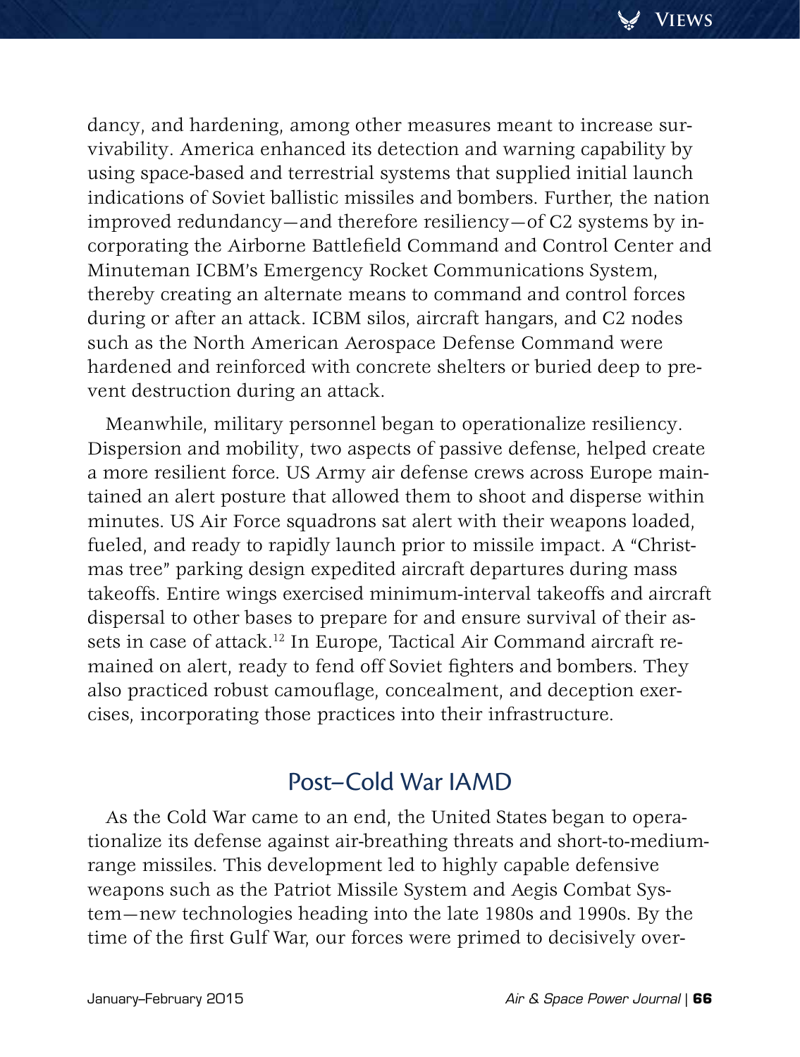dancy, and hardening, among other measures meant to increase survivability. America enhanced its detection and warning capability by using space-based and terrestrial systems that supplied initial launch indications of Soviet ballistic missiles and bombers. Further, the nation improved redundancy—and therefore resiliency—of C2 systems by incorporating the Airborne Battlefield Command and Control Center and Minuteman ICBM's Emergency Rocket Communications System, thereby creating an alternate means to command and control forces during or after an attack. ICBM silos, aircraft hangars, and C2 nodes such as the North American Aerospace Defense Command were hardened and reinforced with concrete shelters or buried deep to prevent destruction during an attack.

Meanwhile, military personnel began to operationalize resiliency. Dispersion and mobility, two aspects of passive defense, helped create a more resilient force. US Army air defense crews across Europe maintained an alert posture that allowed them to shoot and disperse within minutes. US Air Force squadrons sat alert with their weapons loaded, fueled, and ready to rapidly launch prior to missile impact. A "Christmas tree" parking design expedited aircraft departures during mass takeoffs. Entire wings exercised minimum-interval takeoffs and aircraft dispersal to other bases to prepare for and ensure survival of their assets in case of attack.[12] In Europe, Tactical Air Command aircraft remained on alert, ready to fend off Soviet fighters and bombers. They also practiced robust camouflage, concealment, and deception exercises, incorporating those practices into their infrastructure.

## Post–Cold War IAMD

As the Cold War came to an end, the United States began to operationalize its defense against air-breathing threats and short-to-medium-range missiles. This development led to highly capable defensive weapons such as the Patriot Missile System and Aegis Combat System—new technologies heading into the late 1980s and 1990s. By the time of the first Gulf War, our forces were primed to decisively over-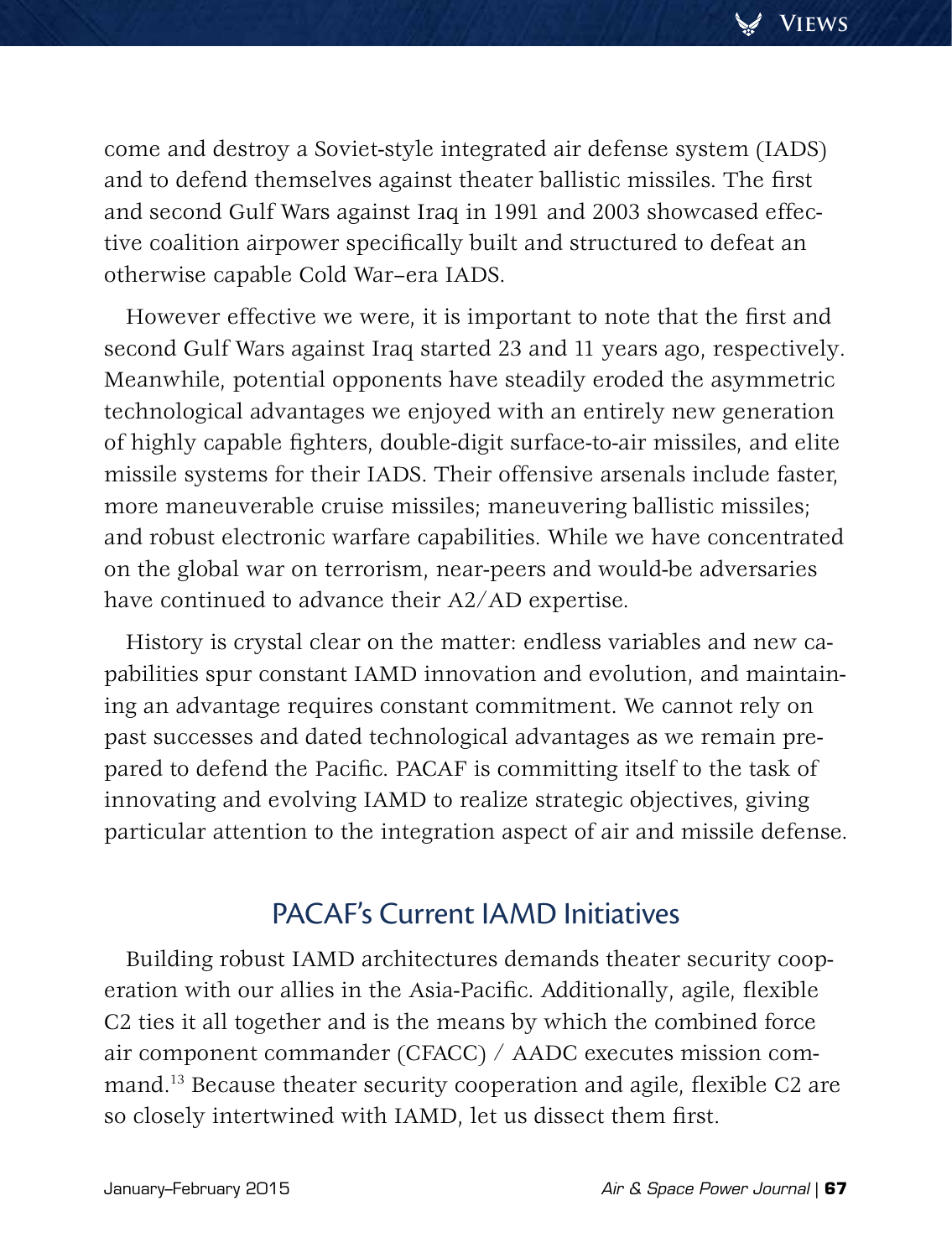come and destroy a Soviet-style integrated air defense system (IADS) and to defend themselves against theater ballistic missiles. The first and second Gulf Wars against Iraq in 1991 and 2003 showcased effective coalition airpower specifically built and structured to defeat an otherwise capable Cold War–era IADS.

However effective we were, it is important to note that the first and second Gulf Wars against Iraq started 23 and 11 years ago, respectively. Meanwhile, potential opponents have steadily eroded the asymmetric technological advantages we enjoyed with an entirely new generation of highly capable fighters, double-digit surface-to-air missiles, and elite missile systems for their IADS. Their offensive arsenals include faster, more maneuverable cruise missiles; maneuvering ballistic missiles; and robust electronic warfare capabilities. While we have concentrated on the global war on terrorism, near-peers and would-be adversaries have continued to advance their A2/AD expertise.

History is crystal clear on the matter: endless variables and new capabilities spur constant IAMD innovation and evolution, and maintaining an advantage requires constant commitment. We cannot rely on past successes and dated technological advantages as we remain prepared to defend the Pacific. PACAF is committing itself to the task of innovating and evolving IAMD to realize strategic objectives, giving particular attention to the integration aspect of air and missile defense.

## PACAF's Current IAMD Initiatives

Building robust IAMD architectures demands theater security cooperation with our allies in the Asia-Pacific. Additionally, agile, flexible C2 ties it all together and is the means by which the combined force air component commander (CFACC) / AADC executes mission command.[13] Because theater security cooperation and agile, flexible C2 are so closely intertwined with IAMD, let us dissect them first.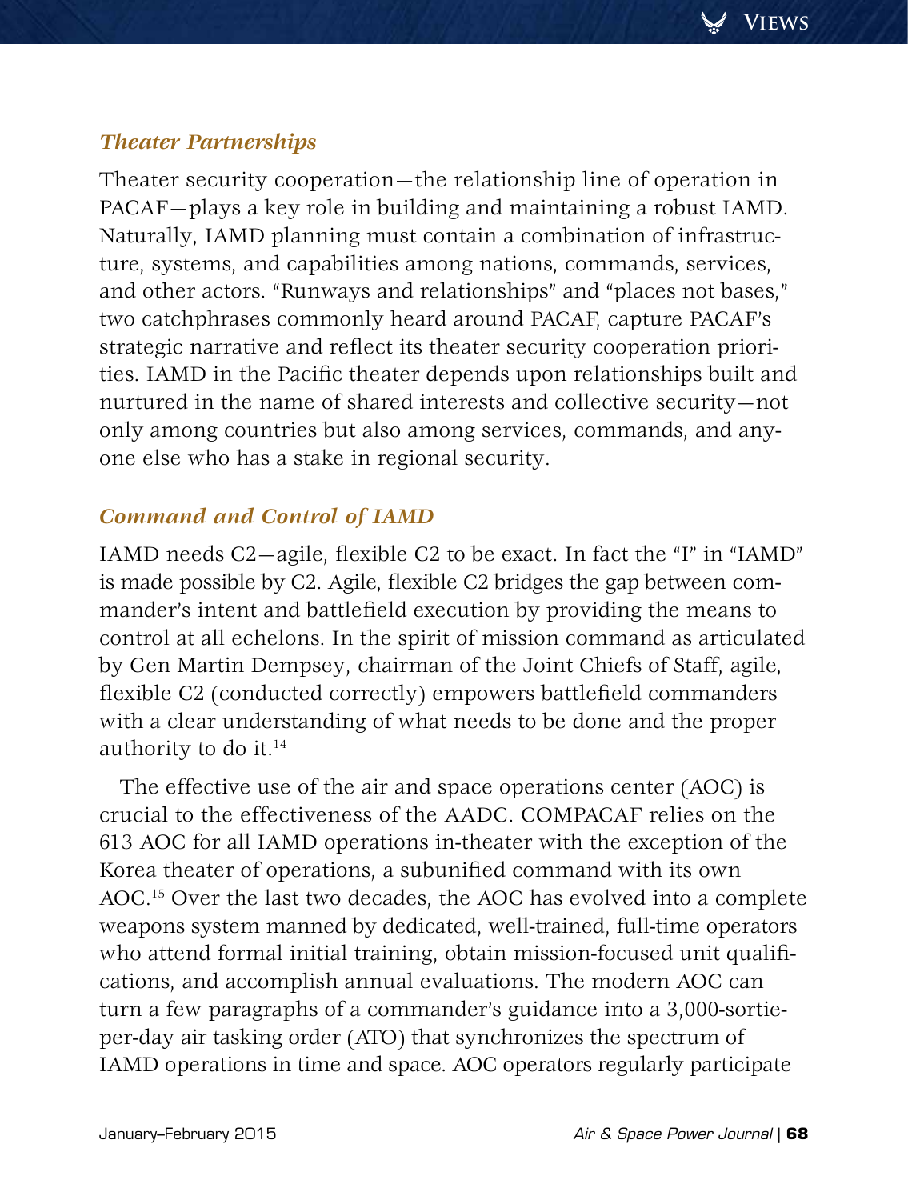### *Theater Partnerships*

Theater security cooperation—the relationship line of operation in PACAF—plays a key role in building and maintaining a robust IAMD. Naturally, IAMD planning must contain a combination of infrastructure, systems, and capabilities among nations, commands, services, and other actors. "Runways and relationships" and "places not bases," two catchphrases commonly heard around PACAF, capture PACAF's strategic narrative and reflect its theater security cooperation priorities. IAMD in the Pacific theater depends upon relationships built and nurtured in the name of shared interests and collective security—not only among countries but also among services, commands, and anyone else who has a stake in regional security.

### *Command and Control of IAMD*

IAMD needs C2—agile, flexible C2 to be exact. In fact the "I" in "IAMD" is made possible by C2. Agile, flexible C2 bridges the gap between commander's intent and battlefield execution by providing the means to control at all echelons. In the spirit of mission command as articulated by Gen Martin Dempsey, chairman of the Joint Chiefs of Staff, agile, flexible C2 (conducted correctly) empowers battlefield commanders with a clear understanding of what needs to be done and the proper authority to do it.[14]

The effective use of the air and space operations center (AOC) is crucial to the effectiveness of the AADC. COMPACAF relies on the 613 AOC for all IAMD operations in-theater with the exception of the Korea theater of operations, a subunified command with its own AOC.[15] Over the last two decades, the AOC has evolved into a complete weapons system manned by dedicated, well-trained, full-time operators who attend formal initial training, obtain mission-focused unit qualifications, and accomplish annual evaluations. The modern AOC can turn a few paragraphs of a commander's guidance into a 3,000-sortie-per-day air tasking order (ATO) that synchronizes the spectrum of IAMD operations in time and space. AOC operators regularly participate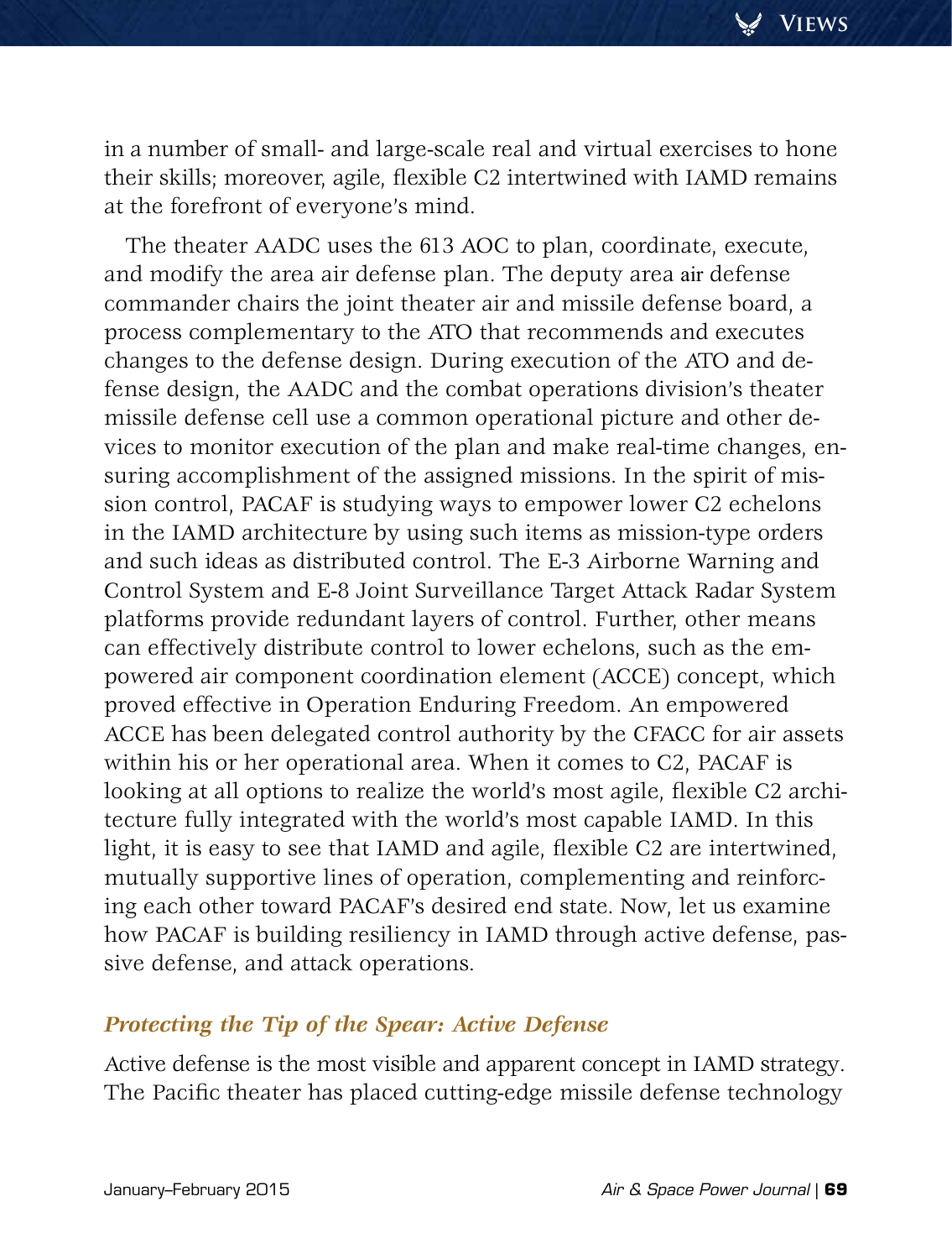in a number of small- and large-scale real and virtual exercises to hone their skills; moreover, agile, flexible C2 intertwined with IAMD remains at the forefront of everyone's mind.

The theater AADC uses the 613 AOC to plan, coordinate, execute, and modify the area air defense plan. The deputy area air defense commander chairs the joint theater air and missile defense board, a process complementary to the ATO that recommends and executes changes to the defense design. During execution of the ATO and defense design, the AADC and the combat operations division's theater missile defense cell use a common operational picture and other devices to monitor execution of the plan and make real-time changes, ensuring accomplishment of the assigned missions. In the spirit of mission control, PACAF is studying ways to empower lower C2 echelons in the IAMD architecture by using such items as mission-type orders and such ideas as distributed control. The E-3 Airborne Warning and Control System and E-8 Joint Surveillance Target Attack Radar System platforms provide redundant layers of control. Further, other means can effectively distribute control to lower echelons, such as the empowered air component coordination element (ACCE) concept, which proved effective in Operation Enduring Freedom. An empowered ACCE has been delegated control authority by the CFACC for air assets within his or her operational area. When it comes to C2, PACAF is looking at all options to realize the world's most agile, flexible C2 architecture fully integrated with the world's most capable IAMD. In this light, it is easy to see that IAMD and agile, flexible C2 are intertwined, mutually supportive lines of operation, complementing and reinforcing each other toward PACAF's desired end state. Now, let us examine how PACAF is building resiliency in IAMD through active defense, passive defense, and attack operations.

### *Protecting the Tip of the Spear: Active Defense*

Active defense is the most visible and apparent concept in IAMD strategy. The Pacific theater has placed cutting-edge missile defense technology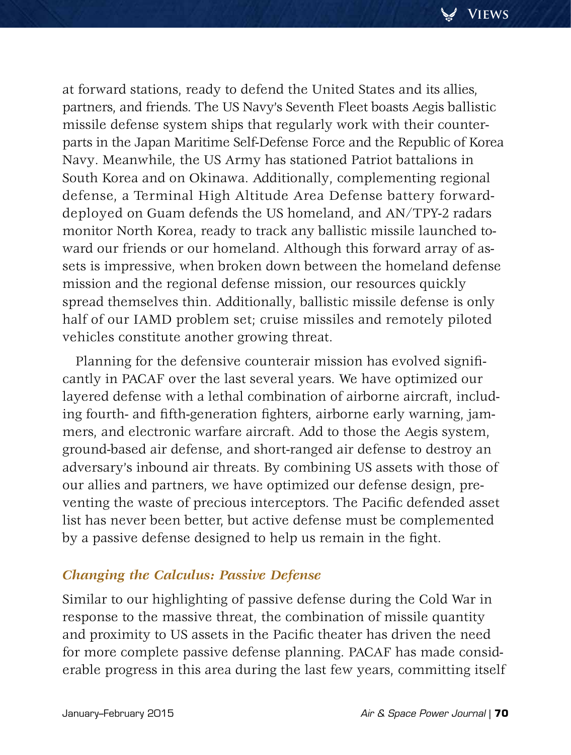at forward stations, ready to defend the United States and its allies, partners, and friends. The US Navy's Seventh Fleet boasts Aegis ballistic missile defense system ships that regularly work with their counterparts in the Japan Maritime Self-Defense Force and the Republic of Korea Navy. Meanwhile, the US Army has stationed Patriot battalions in South Korea and on Okinawa. Additionally, complementing regional defense, a Terminal High Altitude Area Defense battery forward-deployed on Guam defends the US homeland, and AN/TPY-2 radars monitor North Korea, ready to track any ballistic missile launched toward our friends or our homeland. Although this forward array of assets is impressive, when broken down between the homeland defense mission and the regional defense mission, our resources quickly spread themselves thin. Additionally, ballistic missile defense is only half of our IAMD problem set; cruise missiles and remotely piloted vehicles constitute another growing threat.

Planning for the defensive counterair mission has evolved significantly in PACAF over the last several years. We have optimized our layered defense with a lethal combination of airborne aircraft, including fourth- and fifth-generation fighters, airborne early warning, jammers, and electronic warfare aircraft. Add to those the Aegis system, ground-based air defense, and short-ranged air defense to destroy an adversary's inbound air threats. By combining US assets with those of our allies and partners, we have optimized our defense design, preventing the waste of precious interceptors. The Pacific defended asset list has never been better, but active defense must be complemented by a passive defense designed to help us remain in the fight.

### *Changing the Calculus: Passive Defense*

Similar to our highlighting of passive defense during the Cold War in response to the massive threat, the combination of missile quantity and proximity to US assets in the Pacific theater has driven the need for more complete passive defense planning. PACAF has made considerable progress in this area during the last few years, committing itself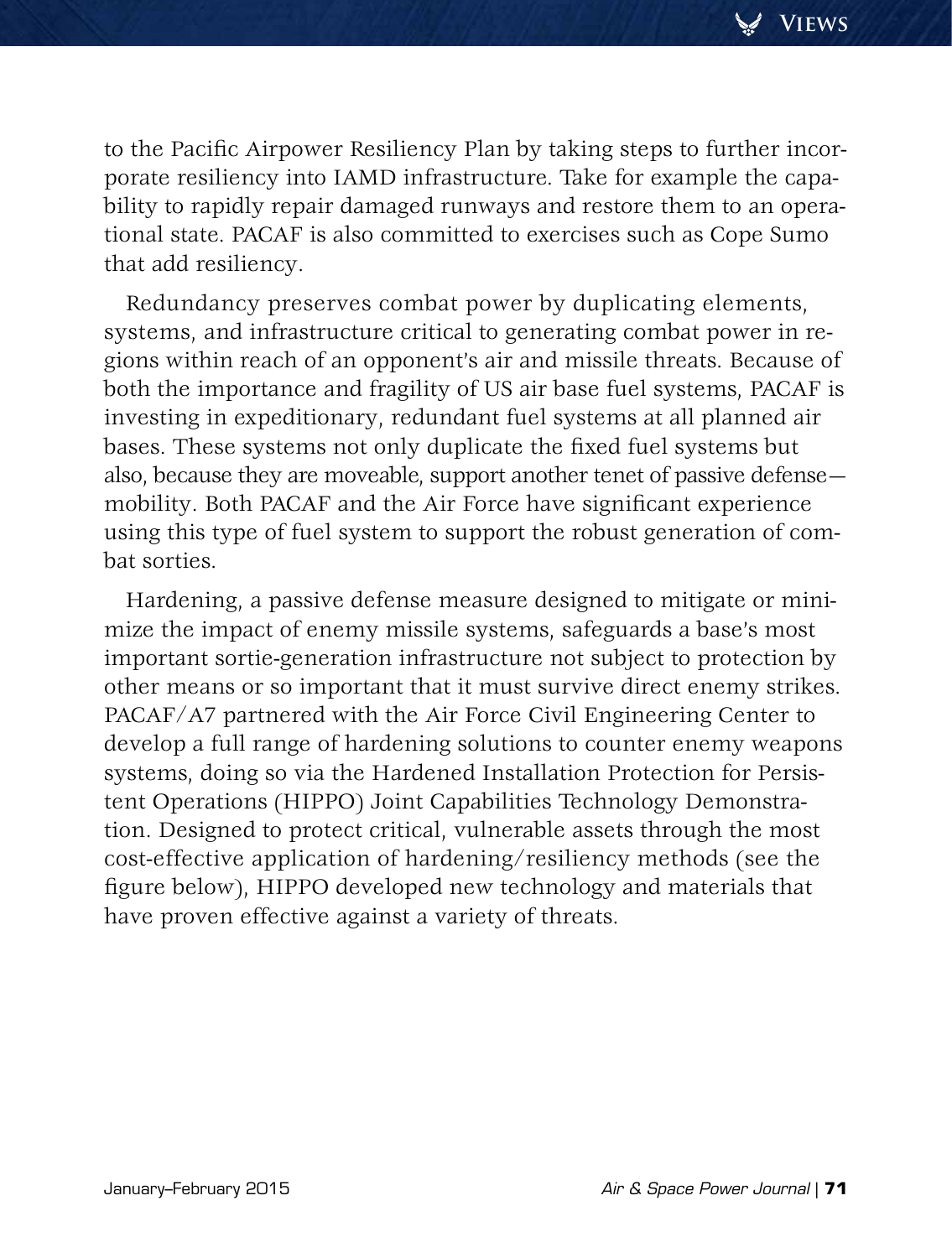to the Pacific Airpower Resiliency Plan by taking steps to further incorporate resiliency into IAMD infrastructure. Take for example the capability to rapidly repair damaged runways and restore them to an operational state. PACAF is also committed to exercises such as Cope Sumo that add resiliency.

Redundancy preserves combat power by duplicating elements, systems, and infrastructure critical to generating combat power in regions within reach of an opponent's air and missile threats. Because of both the importance and fragility of US air base fuel systems, PACAF is investing in expeditionary, redundant fuel systems at all planned air bases. These systems not only duplicate the fixed fuel systems but also, because they are moveable, support another tenet of passive defense—mobility. Both PACAF and the Air Force have significant experience using this type of fuel system to support the robust generation of combat sorties.

Hardening, a passive defense measure designed to mitigate or minimize the impact of enemy missile systems, safeguards a base's most important sortie-generation infrastructure not subject to protection by other means or so important that it must survive direct enemy strikes. PACAF/A7 partnered with the Air Force Civil Engineering Center to develop a full range of hardening solutions to counter enemy weapons systems, doing so via the Hardened Installation Protection for Persistent Operations (HIPPO) Joint Capabilities Technology Demonstration. Designed to protect critical, vulnerable assets through the most cost-effective application of hardening/resiliency methods (see the figure below), HIPPO developed new technology and materials that have proven effective against a variety of threats.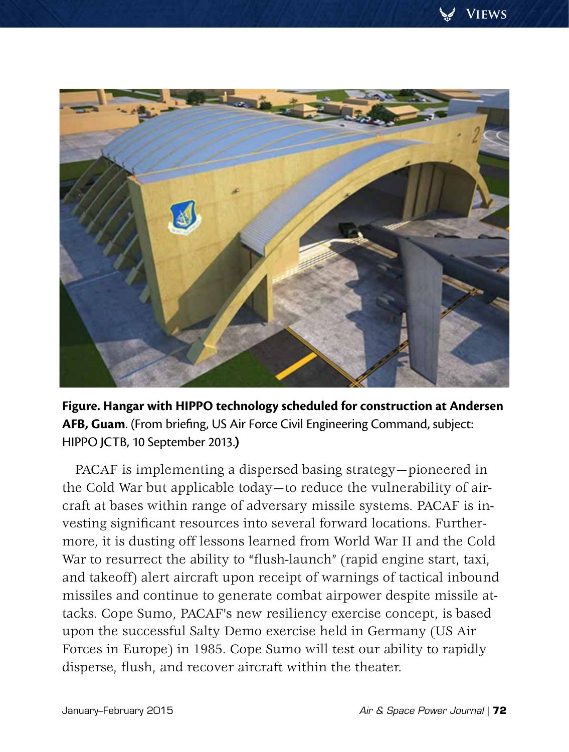**Figure. Hangar with HIPPO technology scheduled for construction at Andersen AFB, Guam**. (From briefing, US Air Force Civil Engineering Command, subject: HIPPO JCTB, 10 September 2013.**)**

PACAF is implementing a dispersed basing strategy—pioneered in the Cold War but applicable today—to reduce the vulnerability of aircraft at bases within range of adversary missile systems. PACAF is investing significant resources into several forward locations. Furthermore, it is dusting off lessons learned from World War II and the Cold War to resurrect the ability to "flush-launch" (rapid engine start, taxi, and takeoff) alert aircraft upon receipt of warnings of tactical inbound missiles and continue to generate combat airpower despite missile attacks. Cope Sumo, PACAF's new resiliency exercise concept, is based upon the successful Salty Demo exercise held in Germany (US Air Forces in Europe) in 1985. Cope Sumo will test our ability to rapidly disperse, flush, and recover aircraft within the theater.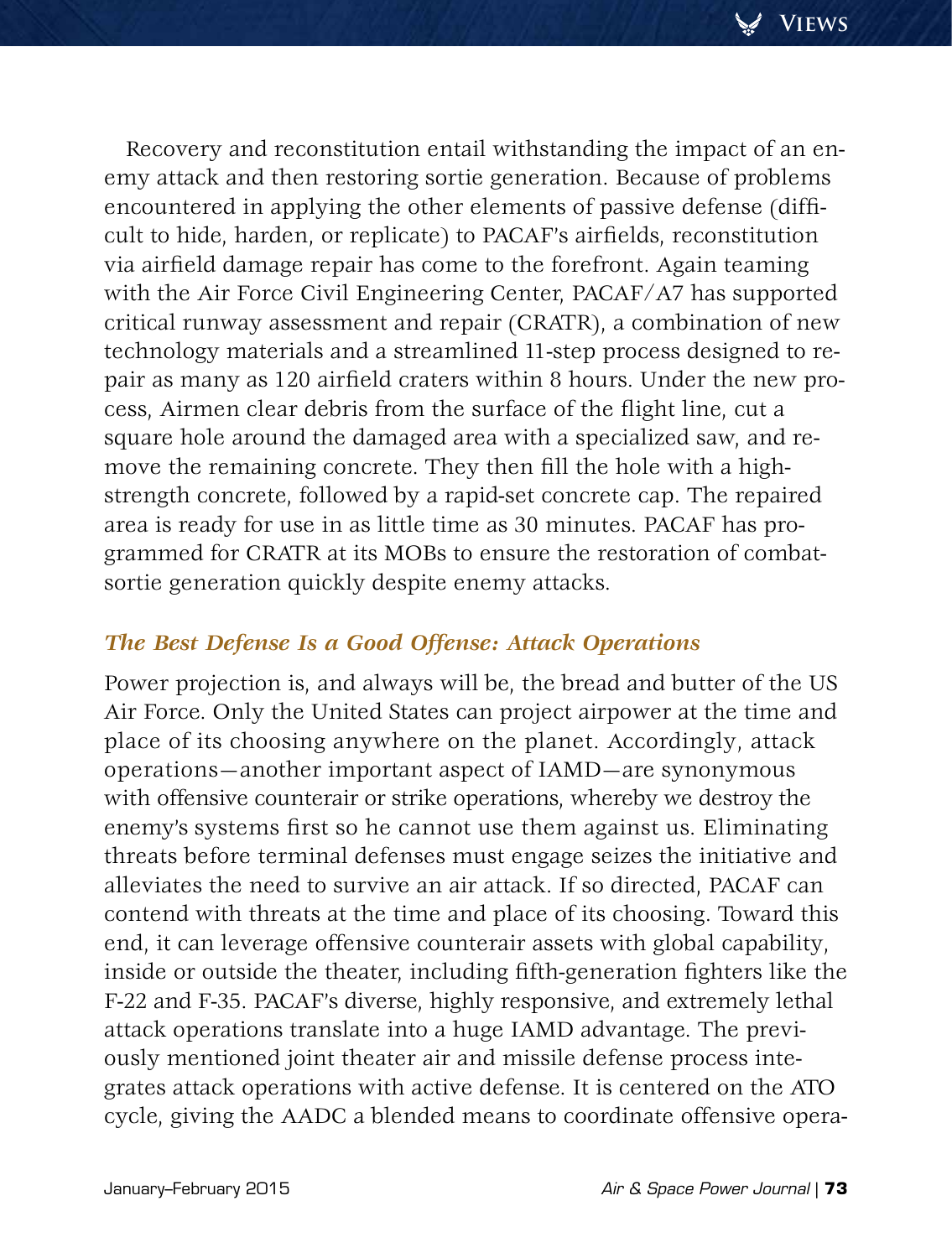Recovery and reconstitution entail withstanding the impact of an enemy attack and then restoring sortie generation. Because of problems encountered in applying the other elements of passive defense (difficult to hide, harden, or replicate) to PACAF's airfields, reconstitution via airfield damage repair has come to the forefront. Again teaming with the Air Force Civil Engineering Center, PACAF/A7 has supported critical runway assessment and repair (CRATR), a combination of new technology materials and a streamlined 11-step process designed to repair as many as 120 airfield craters within 8 hours. Under the new process, Airmen clear debris from the surface of the flight line, cut a square hole around the damaged area with a specialized saw, and remove the remaining concrete. They then fill the hole with a high-strength concrete, followed by a rapid-set concrete cap. The repaired area is ready for use in as little time as 30 minutes. PACAF has programmed for CRATR at its MOBs to ensure the restoration of combat-sortie generation quickly despite enemy attacks.

### *The Best Defense Is a Good Offense: Attack Operations*

Power projection is, and always will be, the bread and butter of the US Air Force. Only the United States can project airpower at the time and place of its choosing anywhere on the planet. Accordingly, attack operations—another important aspect of IAMD—are synonymous with offensive counterair or strike operations, whereby we destroy the enemy's systems first so he cannot use them against us. Eliminating threats before terminal defenses must engage seizes the initiative and alleviates the need to survive an air attack. If so directed, PACAF can contend with threats at the time and place of its choosing. Toward this end, it can leverage offensive counterair assets with global capability, inside or outside the theater, including fifth-generation fighters like the F-22 and F-35. PACAF's diverse, highly responsive, and extremely lethal attack operations translate into a huge IAMD advantage. The previously mentioned joint theater air and missile defense process integrates attack operations with active defense. It is centered on the ATO cycle, giving the AADC a blended means to coordinate offensive opera-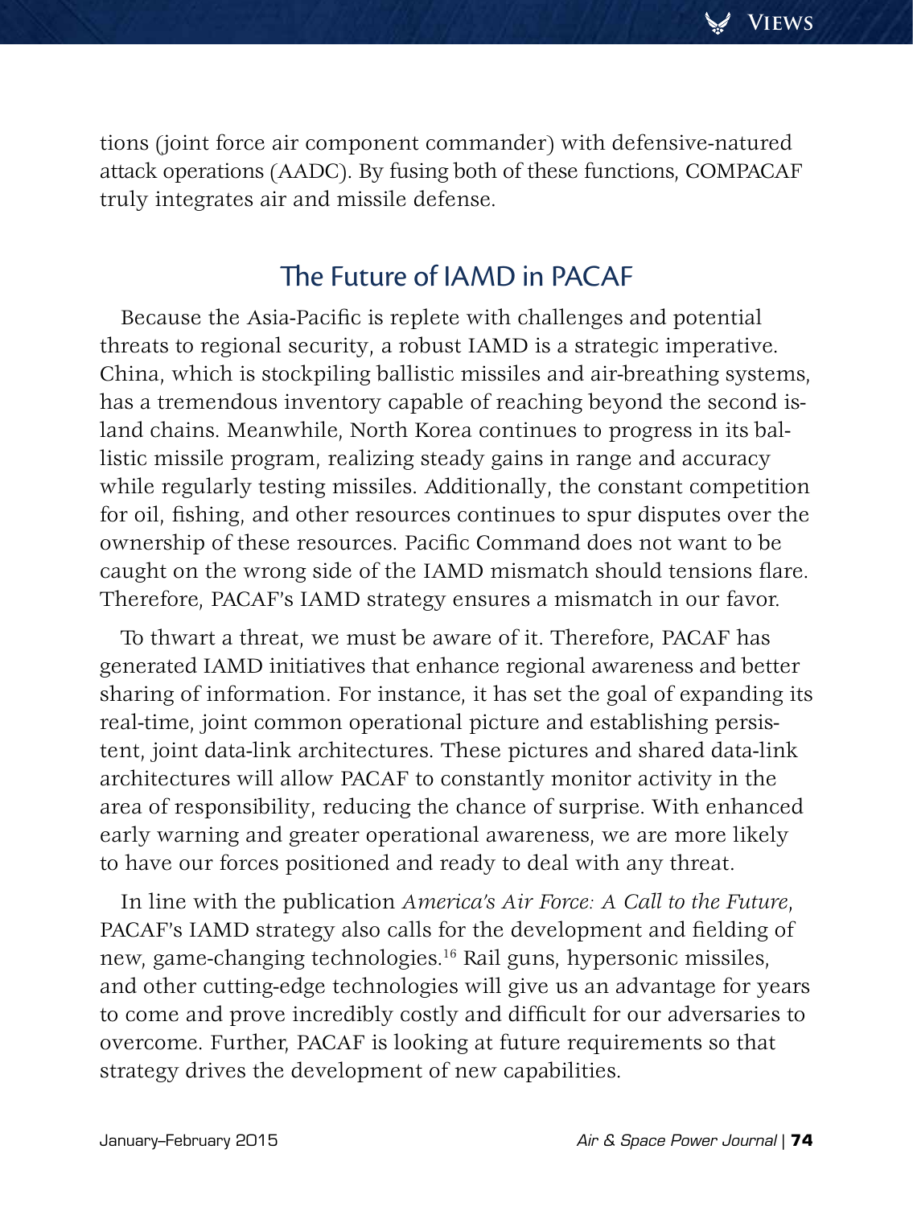tions (joint force air component commander) with defensive-natured attack operations (AADC). By fusing both of these functions, COMPACAF truly integrates air and missile defense.

## The Future of IAMD in PACAF

Because the Asia-Pacific is replete with challenges and potential threats to regional security, a robust IAMD is a strategic imperative. China, which is stockpiling ballistic missiles and air-breathing systems, has a tremendous inventory capable of reaching beyond the second island chains. Meanwhile, North Korea continues to progress in its ballistic missile program, realizing steady gains in range and accuracy while regularly testing missiles. Additionally, the constant competition for oil, fishing, and other resources continues to spur disputes over the ownership of these resources. Pacific Command does not want to be caught on the wrong side of the IAMD mismatch should tensions flare. Therefore, PACAF's IAMD strategy ensures a mismatch in our favor.

To thwart a threat, we must be aware of it. Therefore, PACAF has generated IAMD initiatives that enhance regional awareness and better sharing of information. For instance, it has set the goal of expanding its real-time, joint common operational picture and establishing persistent, joint data-link architectures. These pictures and shared data-link architectures will allow PACAF to constantly monitor activity in the area of responsibility, reducing the chance of surprise. With enhanced early warning and greater operational awareness, we are more likely to have our forces positioned and ready to deal with any threat.

In line with the publication *America's Air Force: A Call to the Future*, PACAF's IAMD strategy also calls for the development and fielding of new, game-changing technologies.[16] Rail guns, hypersonic missiles, and other cutting-edge technologies will give us an advantage for years to come and prove incredibly costly and difficult for our adversaries to overcome. Further, PACAF is looking at future requirements so that strategy drives the development of new capabilities.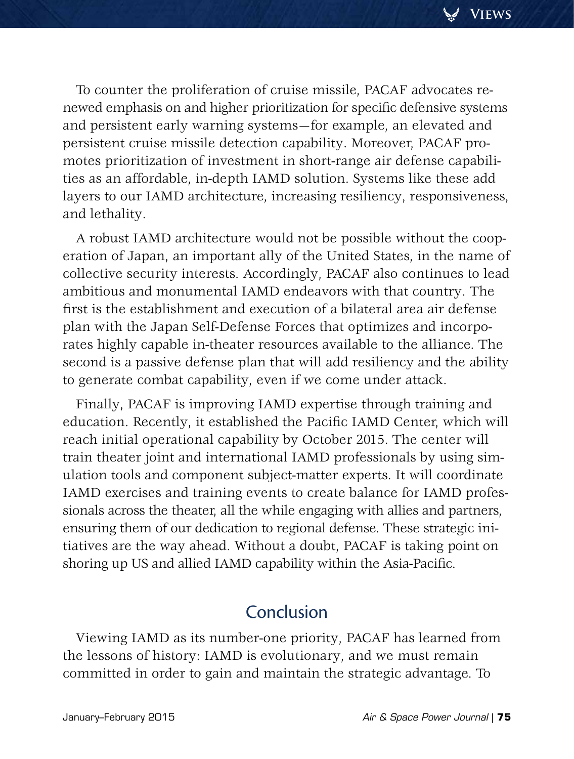To counter the proliferation of cruise missile, PACAF advocates renewed emphasis on and higher prioritization for specific defensive systems and persistent early warning systems—for example, an elevated and persistent cruise missile detection capability. Moreover, PACAF promotes prioritization of investment in short-range air defense capabilities as an affordable, in-depth IAMD solution. Systems like these add layers to our IAMD architecture, increasing resiliency, responsiveness, and lethality.

A robust IAMD architecture would not be possible without the cooperation of Japan, an important ally of the United States, in the name of collective security interests. Accordingly, PACAF also continues to lead ambitious and monumental IAMD endeavors with that country. The first is the establishment and execution of a bilateral area air defense plan with the Japan Self-Defense Forces that optimizes and incorporates highly capable in-theater resources available to the alliance. The second is a passive defense plan that will add resiliency and the ability to generate combat capability, even if we come under attack.

Finally, PACAF is improving IAMD expertise through training and education. Recently, it established the Pacific IAMD Center, which will reach initial operational capability by October 2015. The center will train theater joint and international IAMD professionals by using simulation tools and component subject-matter experts. It will coordinate IAMD exercises and training events to create balance for IAMD professionals across the theater, all the while engaging with allies and partners, ensuring them of our dedication to regional defense. These strategic initiatives are the way ahead. Without a doubt, PACAF is taking point on shoring up US and allied IAMD capability within the Asia-Pacific.

## Conclusion

Viewing IAMD as its number-one priority, PACAF has learned from the lessons of history: IAMD is evolutionary, and we must remain committed in order to gain and maintain the strategic advantage. To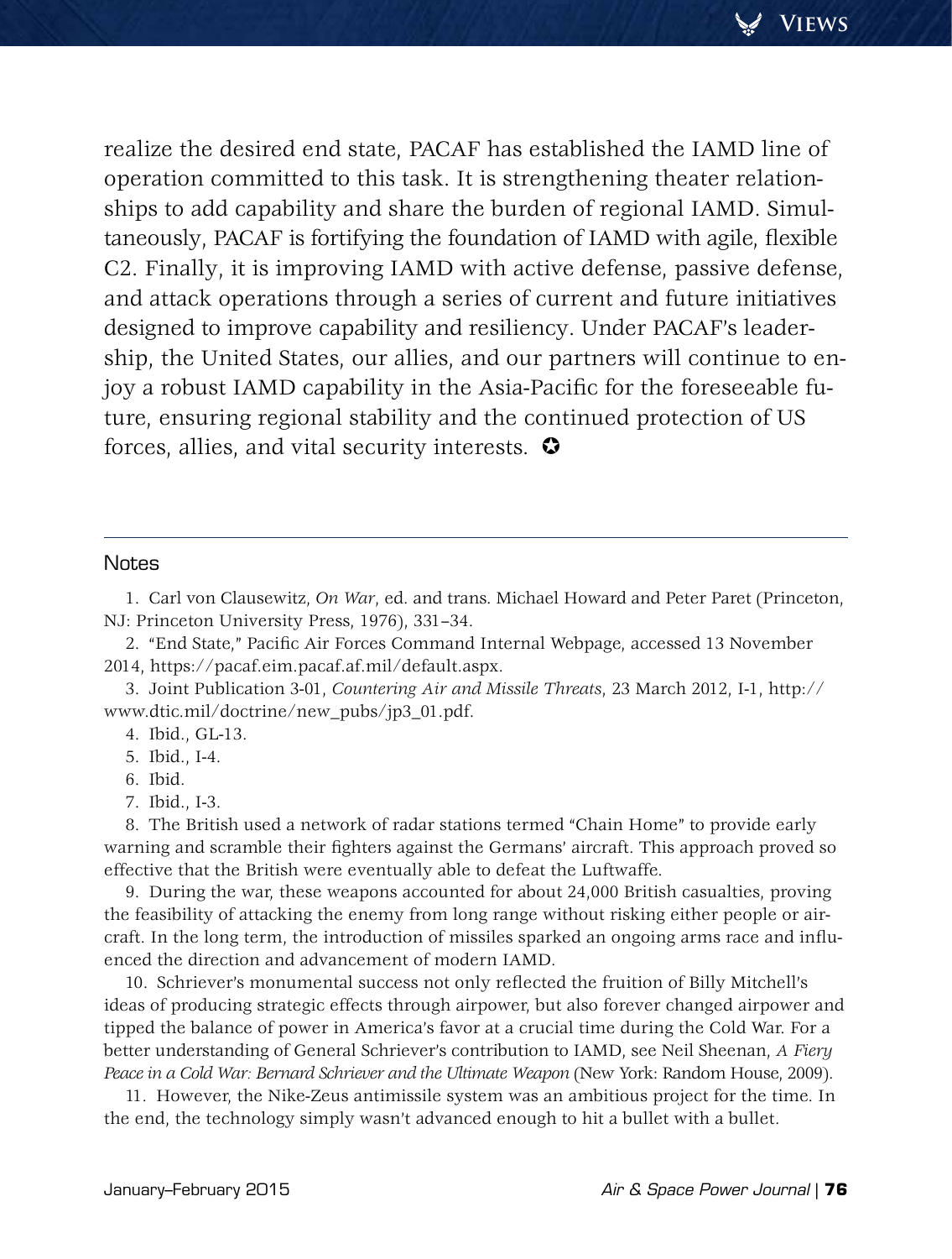realize the desired end state, PACAF has established the IAMD line of operation committed to this task. It is strengthening theater relationships to add capability and share the burden of regional IAMD. Simultaneously, PACAF is fortifying the foundation of IAMD with agile, flexible C2. Finally, it is improving IAMD with active defense, passive defense, and attack operations through a series of current and future initiatives designed to improve capability and resiliency. Under PACAF's leadership, the United States, our allies, and our partners will continue to enjoy a robust IAMD capability in the Asia-Pacific for the foreseeable future, ensuring regional stability and the continued protection of US forces, allies, and vital security interests. ✪

---

## Notes

1. Carl von Clausewitz, *On War*, ed. and trans. Michael Howard and Peter Paret (Princeton, NJ: Princeton University Press, 1976), 331–34.

2. "End State," Pacific Air Forces Command Internal Webpage, accessed 13 November 2014, https://pacaf.eim.pacaf.af.mil/default.aspx.

3. Joint Publication 3-01, *Countering Air and Missile Threats*, 23 March 2012, I-1, http://www.dtic.mil/doctrine/new_pubs/jp3_01.pdf.

4. Ibid., GL-13.

5. Ibid., I-4.

6. Ibid.

7. Ibid., I-3.

8. The British used a network of radar stations termed "Chain Home" to provide early warning and scramble their fighters against the Germans' aircraft. This approach proved so effective that the British were eventually able to defeat the Luftwaffe.

9. During the war, these weapons accounted for about 24,000 British casualties, proving the feasibility of attacking the enemy from long range without risking either people or aircraft. In the long term, the introduction of missiles sparked an ongoing arms race and influenced the direction and advancement of modern IAMD.

10. Schriever's monumental success not only reflected the fruition of Billy Mitchell's ideas of producing strategic effects through airpower, but also forever changed airpower and tipped the balance of power in America's favor at a crucial time during the Cold War. For a better understanding of General Schriever's contribution to IAMD, see Neil Sheenan, *A Fiery Peace in a Cold War: Bernard Schriever and the Ultimate Weapon* (New York: Random House, 2009).

11. However, the Nike-Zeus antimissile system was an ambitious project for the time. In the end, the technology simply wasn't advanced enough to hit a bullet with a bullet.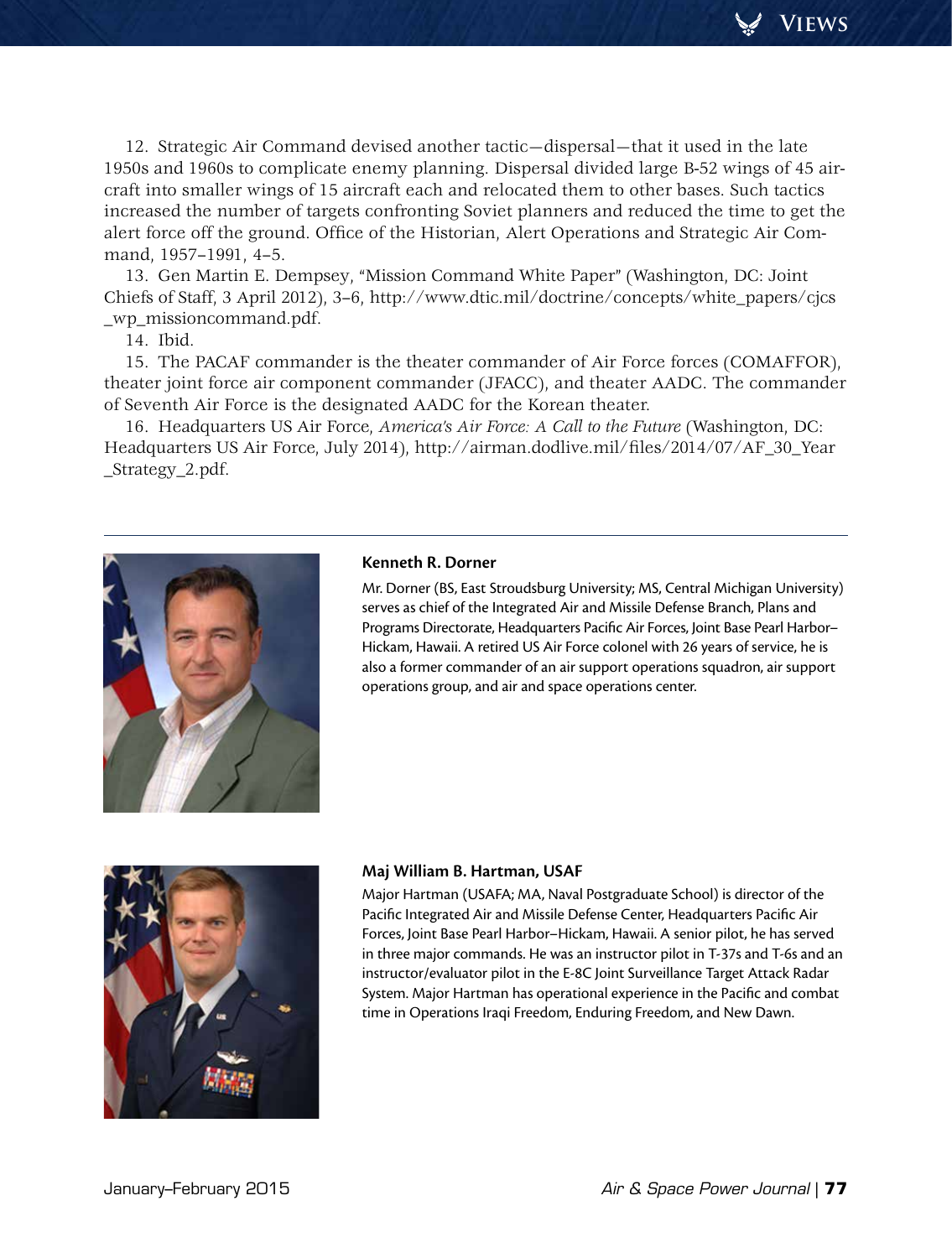12. Strategic Air Command devised another tactic—dispersal—that it used in the late 1950s and 1960s to complicate enemy planning. Dispersal divided large B-52 wings of 45 aircraft into smaller wings of 15 aircraft each and relocated them to other bases. Such tactics increased the number of targets confronting Soviet planners and reduced the time to get the alert force off the ground. Office of the Historian, Alert Operations and Strategic Air Command, 1957–1991, 4–5.

13. Gen Martin E. Dempsey, "Mission Command White Paper" (Washington, DC: Joint Chiefs of Staff, 3 April 2012), 3–6, http://www.dtic.mil/doctrine/concepts/white_papers/cjcs_wp_missioncommand.pdf.

14. Ibid.

15. The PACAF commander is the theater commander of Air Force forces (COMAFFOR), theater joint force air component commander (JFACC), and theater AADC. The commander of Seventh Air Force is the designated AADC for the Korean theater.

16. Headquarters US Air Force, *America's Air Force: A Call to the Future* (Washington, DC: Headquarters US Air Force, July 2014), http://airman.dodlive.mil/files/2014/07/AF_30_Year_Strategy_2.pdf.

---

**Kenneth R. Dorner**

Mr. Dorner (BS, East Stroudsburg University; MS, Central Michigan University) serves as chief of the Integrated Air and Missile Defense Branch, Plans and Programs Directorate, Headquarters Pacific Air Forces, Joint Base Pearl Harbor–Hickam, Hawaii. A retired US Air Force colonel with 26 years of service, he is also a former commander of an air support operations squadron, air support operations group, and air and space operations center.

**Maj William B. Hartman, USAF**

Major Hartman (USAFA; MA, Naval Postgraduate School) is director of the Pacific Integrated Air and Missile Defense Center, Headquarters Pacific Air Forces, Joint Base Pearl Harbor–Hickam, Hawaii. A senior pilot, he has served in three major commands. He was an instructor pilot in T-37s and T-6s and an instructor/evaluator pilot in the E-8C Joint Surveillance Target Attack Radar System. Major Hartman has operational experience in the Pacific and combat time in Operations Iraqi Freedom, Enduring Freedom, and New Dawn.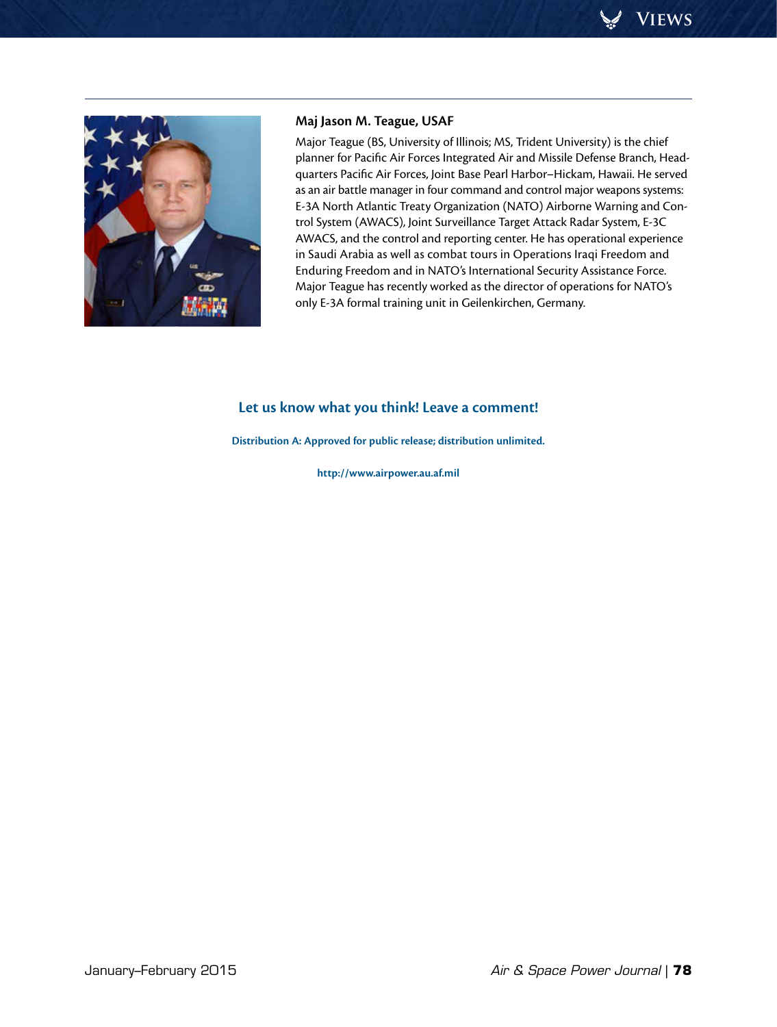**Maj Jason M. Teague, USAF**

Major Teague (BS, University of Illinois; MS, Trident University) is the chief planner for Pacific Air Forces Integrated Air and Missile Defense Branch, Headquarters Pacific Air Forces, Joint Base Pearl Harbor–Hickam, Hawaii. He served as an air battle manager in four command and control major weapons systems: E-3A North Atlantic Treaty Organization (NATO) Airborne Warning and Control System (AWACS), Joint Surveillance Target Attack Radar System, E-3C AWACS, and the control and reporting center. He has operational experience in Saudi Arabia as well as combat tours in Operations Iraqi Freedom and Enduring Freedom and in NATO's International Security Assistance Force. Major Teague has recently worked as the director of operations for NATO's only E-3A formal training unit in Geilenkirchen, Germany.

**Let us know what you think! Leave a comment!**

**Distribution A: Approved for public release; distribution unlimited.**

**http://www.airpower.au.af.mil**